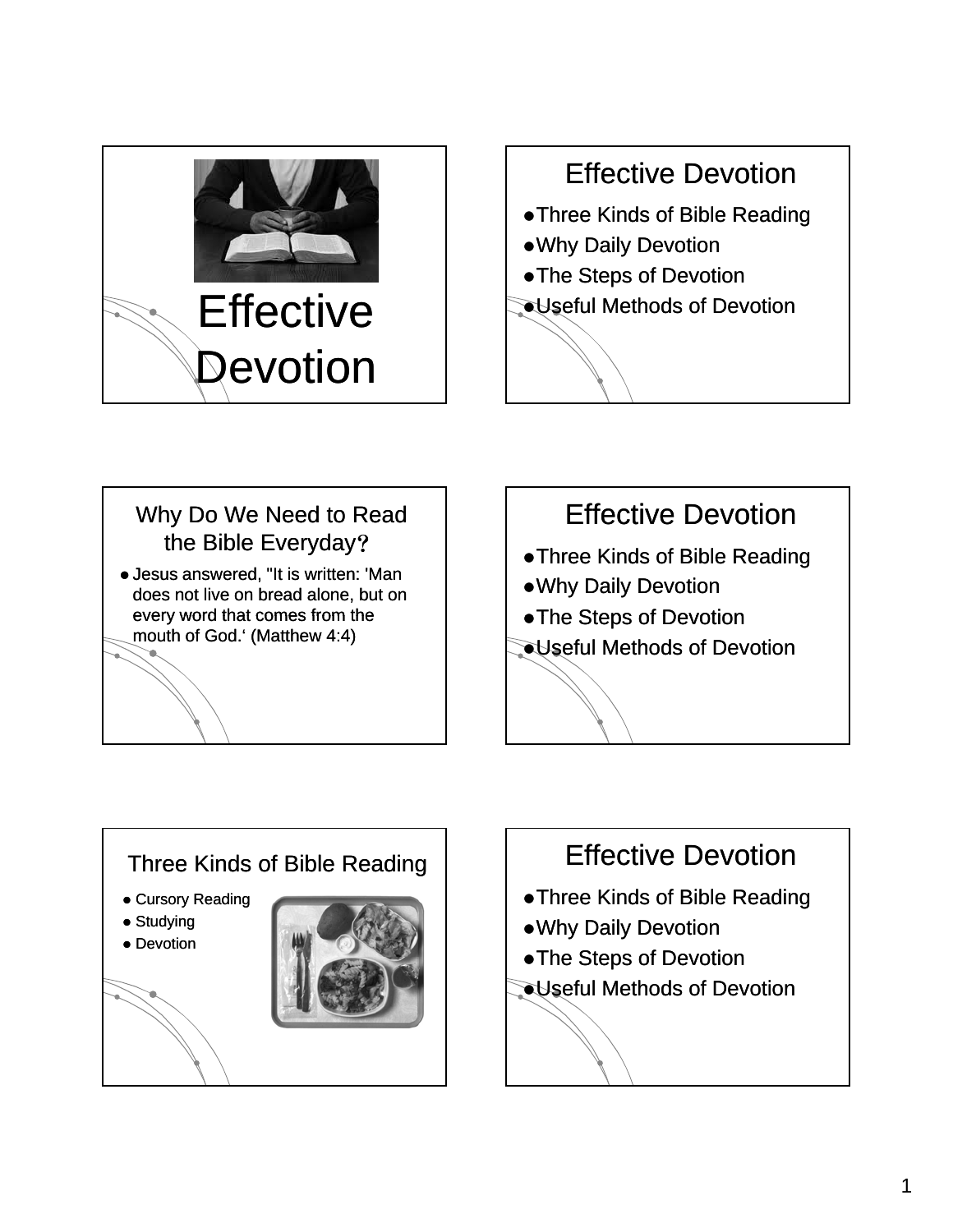# Effective Devotion

## Effective Devotion

- Three Kinds of Bible Reading
- Why Daily Devotion
- The Steps of Devotion
- Useful Methods of Devotion

## Why Do We Need to Read the Bible Everyday?

- Jesus answered, "It is written: 'Man does not live on bread alone, but on every word that comes from the mouth of God.' (Matthew 4:4)

## Effective Devotion

- Three Kinds of Bible Reading
- Why Daily Devotion
- The Steps of Devotion
- Useful Methods of Devotion

## Three Kinds of Bible Reading

- Cursory Reading
- Studying
- Devotion

## Effective Devotion

- Three Kinds of Bible Reading
- Why Daily Devotion
- The Steps of Devotion
- Useful Methods of Devotion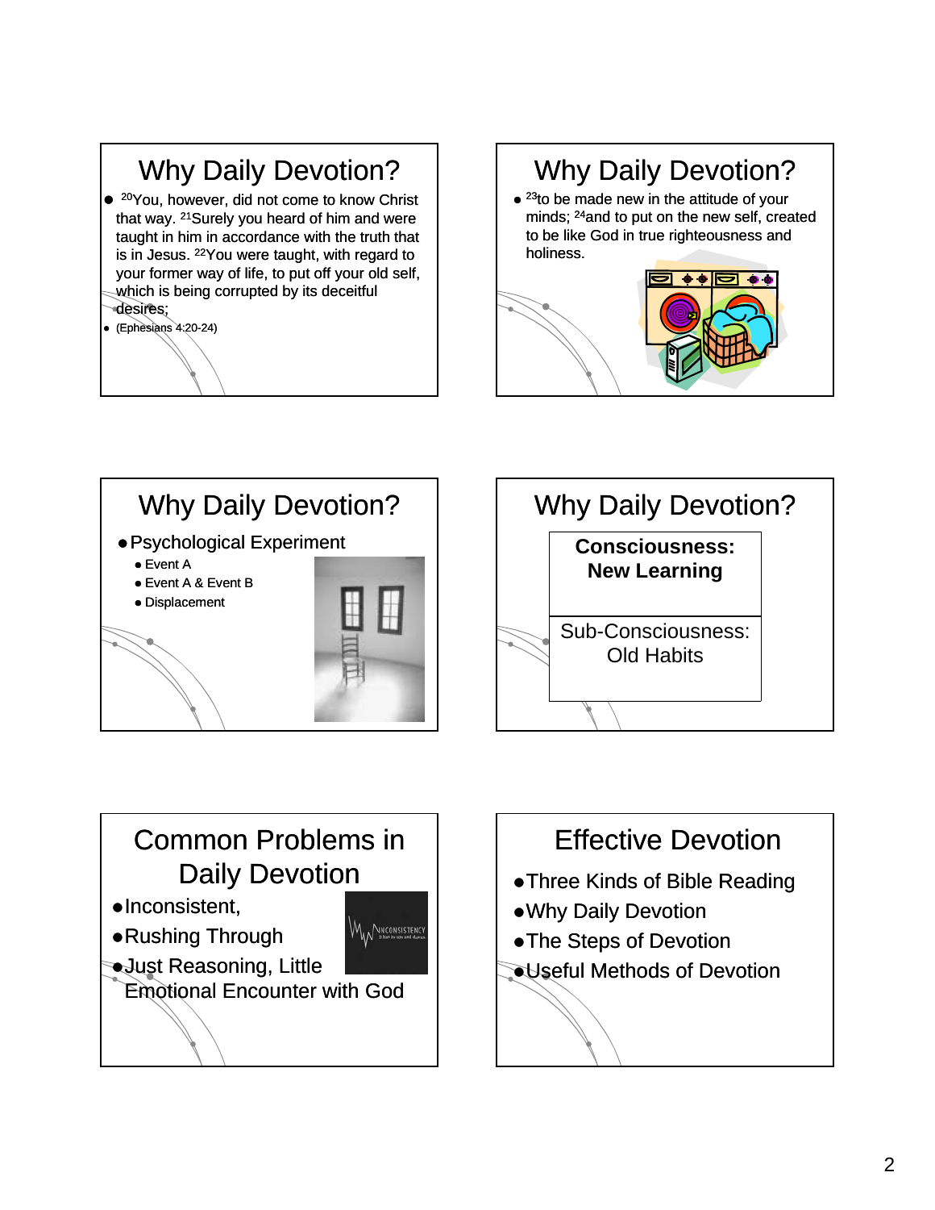## Why Daily Devotion?

- [20]You, however, did not come to know Christ that way. [21]Surely you heard of him and were taught in him in accordance with the truth that is in Jesus. [22]You were taught, with regard to your former way of life, to put off your old self, which is being corrupted by its deceitful desires;
- (Ephesians 4:20-24)

## Why Daily Devotion?

- [23]to be made new in the attitude of your minds; [24]and to put on the new self, created to be like God in true righteousness and holiness.

## Why Daily Devotion?

- Psychological Experiment
  - Event A
  - Event A & Event B
  - Displacement

## Why Daily Devotion?

| **Consciousness: New Learning** |
| --- |
| Sub-Consciousness: Old Habits |

## Common Problems in Daily Devotion

- Inconsistent,
- Rushing Through
- Just Reasoning, Little Emotional Encounter with God

## Effective Devotion

- Three Kinds of Bible Reading
- Why Daily Devotion
- The Steps of Devotion
- Useful Methods of Devotion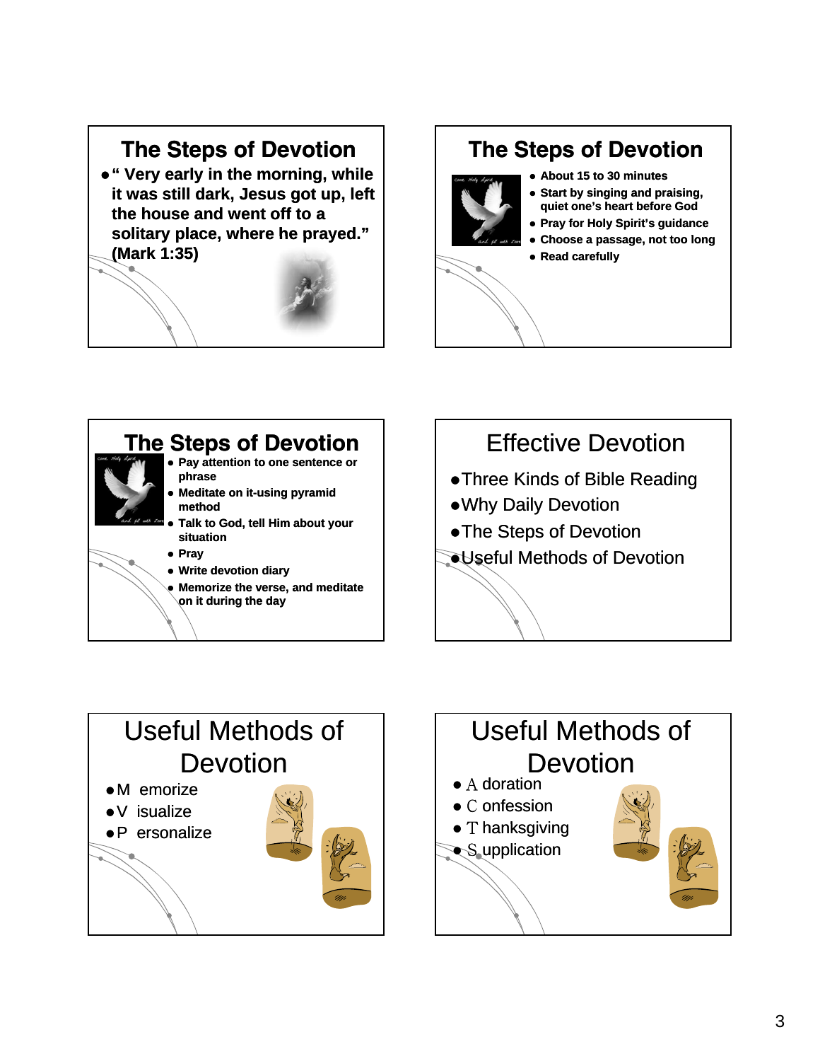## The Steps of Devotion

- " Very early in the morning, while it was still dark, Jesus got up, left the house and went off to a solitary place, where he prayed." (Mark 1:35)

## The Steps of Devotion

- About 15 to 30 minutes
- Start by singing and praising, quiet one's heart before God
- Pray for Holy Spirit's guidance
- Choose a passage, not too long
- Read carefully

## The Steps of Devotion

- Pay attention to one sentence or phrase
- Meditate on it-using pyramid method
- Talk to God, tell Him about your situation
- Pray
- Write devotion diary
- Memorize the verse, and meditate on it during the day

## Effective Devotion

- Three Kinds of Bible Reading
- Why Daily Devotion
- The Steps of Devotion
- Useful Methods of Devotion

## Useful Methods of Devotion

- M emorize
- V isualize
- P ersonalize

## Useful Methods of Devotion

- A doration
- C onfession
- T hanksgiving
- S upplication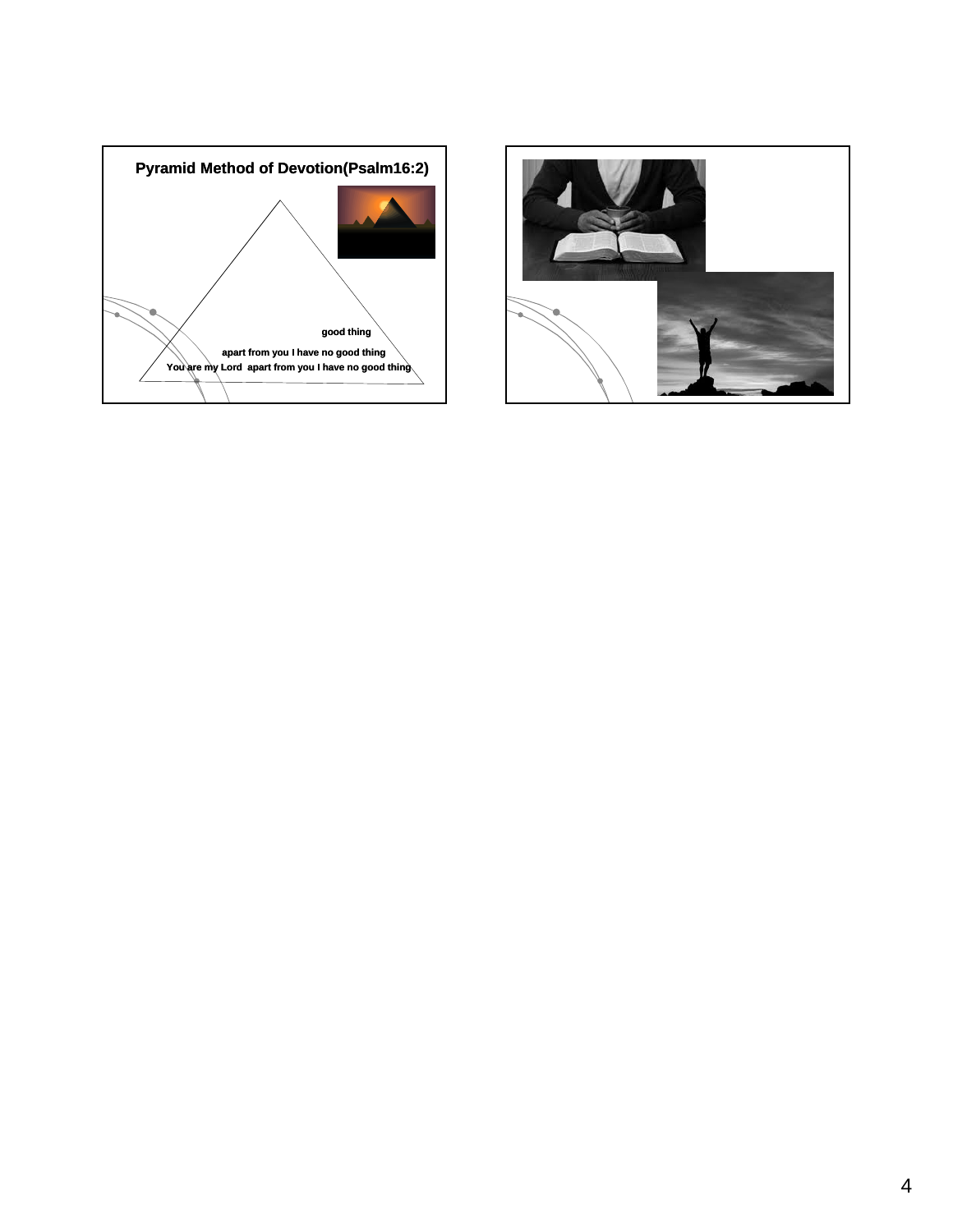## Pyramid Method of Devotion(Psalm16:2)

**good thing**

**apart from you I have no good thing**

**You are my Lord apart from you I have no good thing**